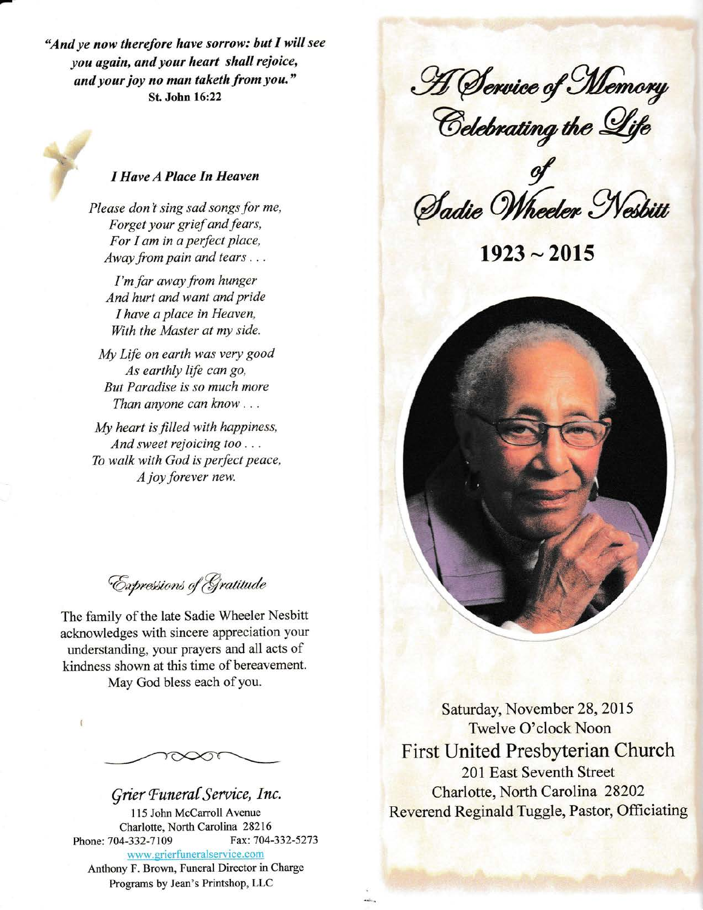*"And ye now therefore have sorrow: but I will see you again, and your heart shall rejoice, and your joy no man taketh from you."*
**St. John 16:22**

### *I Have A Place In Heaven*

*Please don't sing sad songs for me,*
*Forget your grief and fears,*
*For I am in a perfect place,*
*Away from pain and tears . . .*

*I'm far away from hunger*
*And hurt and want and pride*
*I have a place in Heaven,*
*With the Master at my side.*

*My Life on earth was very good*
*As earthly life can go,*
*But Paradise is so much more*
*Than anyone can know . . .*

*My heart is filled with happiness,*
*And sweet rejoicing too . . .*
*To walk with God is perfect peace,*
*A joy forever new.*

## *Expressions of Gratitude*

The family of the late Sadie Wheeler Nesbitt acknowledges with sincere appreciation your understanding, your prayers and all acts of kindness shown at this time of bereavement. May God bless each of you.

### *Grier Funeral Service, Inc.*

115 John McCarroll Avenue
Charlotte, North Carolina 28216
Phone: 704-332-7109 Fax: 704-332-5273
www.grierfuneralservice.com
Anthony F. Brown, Funeral Director in Charge
Programs by Jean's Printshop, LLC

# *A Service of Memory Celebrating the Life of Sadie Wheeler Nesbitt*

## 1923 ~ 2015

Saturday, November 28, 2015
Twelve O'clock Noon
First United Presbyterian Church
201 East Seventh Street
Charlotte, North Carolina 28202
Reverend Reginald Tuggle, Pastor, Officiating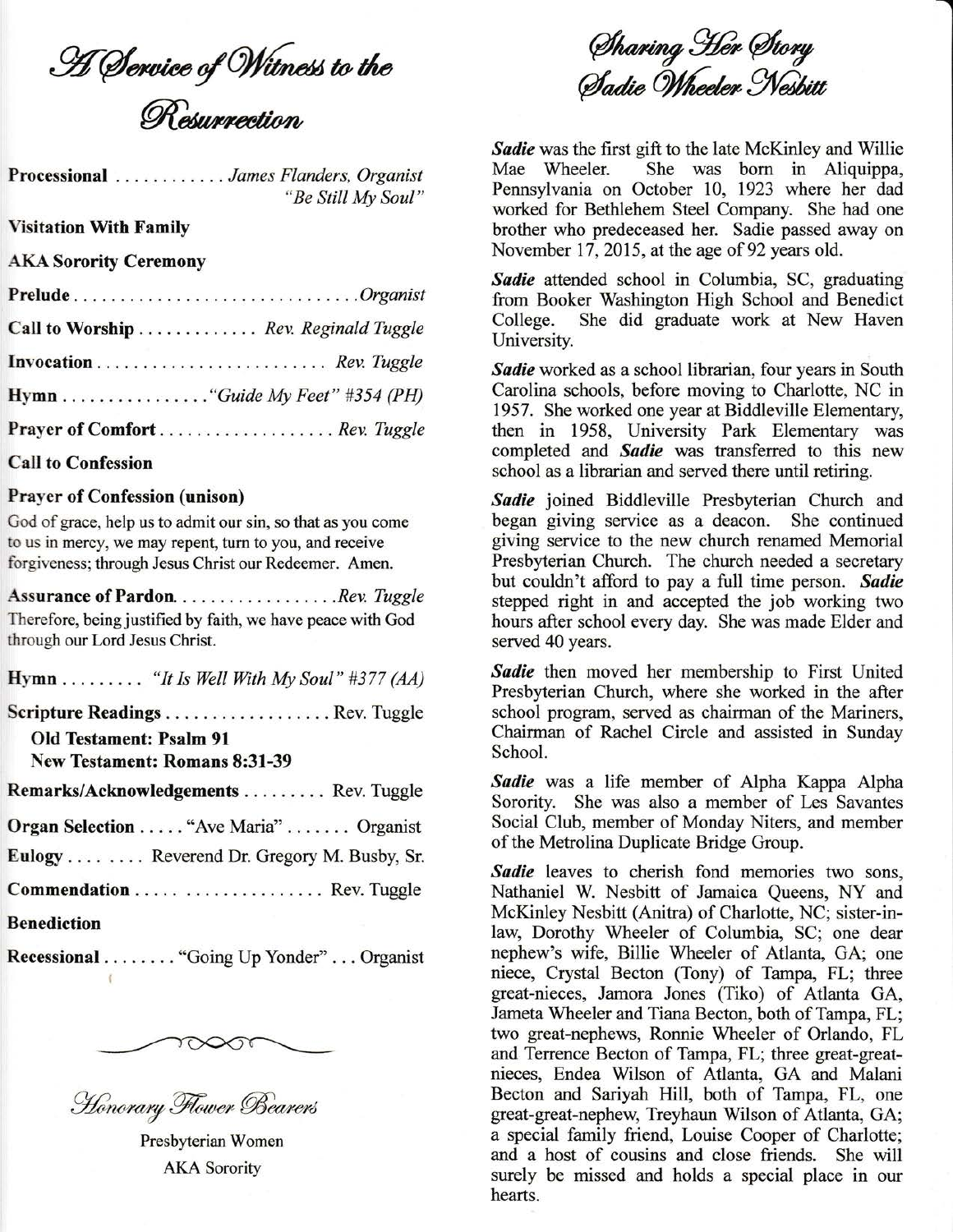# A Service of Witness to the Resurrection

**Processional** ............ *James Flanders, Organist*
*"Be Still My Soul"*

**Visitation With Family**

**AKA Sorority Ceremony**

**Prelude** ............................... *Organist*

**Call to Worship** ............ *Rev. Reginald Tuggle*

**Invocation** ......................... *Rev. Tuggle*

**Hymn** ................ *"Guide My Feet" #354 (PH)*

**Prayer of Comfort** .................. *Rev. Tuggle*

**Call to Confession**

**Prayer of Confession (unison)**

God of grace, help us to admit our sin, so that as you come to us in mercy, we may repent, turn to you, and receive forgiveness; through Jesus Christ our Redeemer. Amen.

**Assurance of Pardon** .................. *Rev. Tuggle*

Therefore, being justified by faith, we have peace with God through our Lord Jesus Christ.

**Hymn** ......... *"It Is Well With My Soul" #377 (AA)*

**Scripture Readings** .................. Rev. Tuggle

**Old Testament: Psalm 91**
**New Testament: Romans 8:31-39**

**Remarks/Acknowledgements** ......... Rev. Tuggle

**Organ Selection** ..... "Ave Maria" ....... Organist

**Eulogy** ........ Reverend Dr. Gregory M. Busby, Sr.

**Commendation** ..... ............... Rev. Tuggle

**Benediction**

**Recessional** ........ "Going Up Yonder" ... Organist

## Honorary Flower Bearers

Presbyterian Women
AKA Sorority

# Sharing Her Story
## Sadie Wheeler Nesbitt

***Sadie*** was the first gift to the late McKinley and Willie Mae Wheeler. She was born in Aliquippa, Pennsylvania on October 10, 1923 where her dad worked for Bethlehem Steel Company. She had one brother who predeceased her. Sadie passed away on November 17, 2015, at the age of 92 years old.

***Sadie*** attended school in Columbia, SC, graduating from Booker Washington High School and Benedict College. She did graduate work at New Haven University.

***Sadie*** worked as a school librarian, four years in South Carolina schools, before moving to Charlotte, NC in 1957. She worked one year at Biddleville Elementary, then in 1958, University Park Elementary was completed and ***Sadie*** was transferred to this new school as a librarian and served there until retiring.

***Sadie*** joined Biddleville Presbyterian Church and began giving service as a deacon. She continued giving service to the new church renamed Memorial Presbyterian Church. The church needed a secretary but couldn't afford to pay a full time person. ***Sadie*** stepped right in and accepted the job working two hours after school every day. She was made Elder and served 40 years.

***Sadie*** then moved her membership to First United Presbyterian Church, where she worked in the after school program, served as chairman of the Mariners, Chairman of Rachel Circle and assisted in Sunday School.

***Sadie*** was a life member of Alpha Kappa Alpha Sorority. She was also a member of Les Savantes Social Club, member of Monday Niters, and member of the Metrolina Duplicate Bridge Group.

***Sadie*** leaves to cherish fond memories two sons, Nathaniel W. Nesbitt of Jamaica Queens, NY and McKinley Nesbitt (Anitra) of Charlotte, NC; sister-in-law, Dorothy Wheeler of Columbia, SC; one dear nephew's wife, Billie Wheeler of Atlanta, GA; one niece, Crystal Becton (Tony) of Tampa, FL; three great-nieces, Jamora Jones (Tiko) of Atlanta GA, Jameta Wheeler and Tiana Becton, both of Tampa, FL; two great-nephews, Ronnie Wheeler of Orlando, FL and Terrence Becton of Tampa, FL; three great-great-nieces, Endea Wilson of Atlanta, GA and Malani Becton and Sariyah Hill, both of Tampa, FL, one great-great-nephew, Treyhaun Wilson of Atlanta, GA; a special family friend, Louise Cooper of Charlotte; and a host of cousins and close friends. She will surely be missed and holds a special place in our hearts.